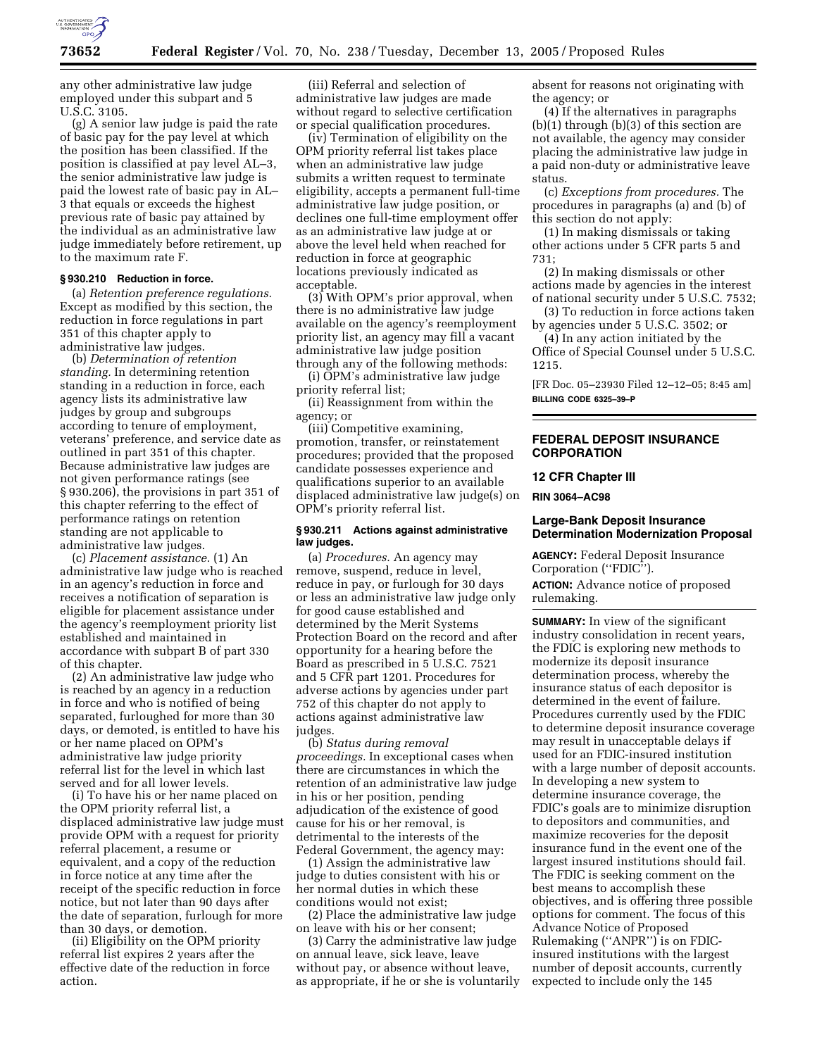any other administrative law judge employed under this subpart and 5 U.S.C. 3105.

(g) A senior law judge is paid the rate of basic pay for the pay level at which the position has been classified. If the position is classified at pay level AL–3, the senior administrative law judge is paid the lowest rate of basic pay in AL–3 that equals or exceeds the highest previous rate of basic pay attained by the individual as an administrative law judge immediately before retirement, up to the maximum rate F.

### § 930.210 Reduction in force.

(a) *Retention preference regulations.* Except as modified by this section, the reduction in force regulations in part 351 of this chapter apply to administrative law judges.

(b) *Determination of retention standing.* In determining retention standing in a reduction in force, each agency lists its administrative law judges by group and subgroups according to tenure of employment, veterans' preference, and service date as outlined in part 351 of this chapter. Because administrative law judges are not given performance ratings (see § 930.206), the provisions in part 351 of this chapter referring to the effect of performance ratings on retention standing are not applicable to administrative law judges.

(c) *Placement assistance.* (1) An administrative law judge who is reached in an agency's reduction in force and receives a notification of separation is eligible for placement assistance under the agency's reemployment priority list established and maintained in accordance with subpart B of part 330 of this chapter.

(2) An administrative law judge who is reached by an agency in a reduction in force and who is notified of being separated, furloughed for more than 30 days, or demoted, is entitled to have his or her name placed on OPM's administrative law judge priority referral list for the level in which last served and for all lower levels.

(i) To have his or her name placed on the OPM priority referral list, a displaced administrative law judge must provide OPM with a request for priority referral placement, a resume or equivalent, and a copy of the reduction in force notice at any time after the receipt of the specific reduction in force notice, but not later than 90 days after the date of separation, furlough for more than 30 days, or demotion.

(ii) Eligibility on the OPM priority referral list expires 2 years after the effective date of the reduction in force action.

(iii) Referral and selection of administrative law judges are made without regard to selective certification or special qualification procedures.

(iv) Termination of eligibility on the OPM priority referral list takes place when an administrative law judge submits a written request to terminate eligibility, accepts a permanent full-time administrative law judge position, or declines one full-time employment offer as an administrative law judge at or above the level held when reached for reduction in force at geographic locations previously indicated as acceptable.

(3) With OPM's prior approval, when there is no administrative law judge available on the agency's reemployment priority list, an agency may fill a vacant administrative law judge position through any of the following methods:

(i) OPM's administrative law judge priority referral list;

(ii) Reassignment from within the agency; or

(iii) Competitive examining, promotion, transfer, or reinstatement procedures; provided that the proposed candidate possesses experience and qualifications superior to an available displaced administrative law judge(s) on OPM's priority referral list.

### § 930.211 Actions against administrative law judges.

(a) *Procedures.* An agency may remove, suspend, reduce in level, reduce in pay, or furlough for 30 days or less an administrative law judge only for good cause established and determined by the Merit Systems Protection Board on the record and after opportunity for a hearing before the Board as prescribed in 5 U.S.C. 7521 and 5 CFR part 1201. Procedures for adverse actions by agencies under part 752 of this chapter do not apply to actions against administrative law judges.

(b) *Status during removal proceedings.* In exceptional cases when there are circumstances in which the retention of an administrative law judge in his or her position, pending adjudication of the existence of good cause for his or her removal, is detrimental to the interests of the Federal Government, the agency may:

(1) Assign the administrative law judge to duties consistent with his or her normal duties in which these conditions would not exist;

(2) Place the administrative law judge on leave with his or her consent;

(3) Carry the administrative law judge on annual leave, sick leave, leave without pay, or absence without leave, as appropriate, if he or she is voluntarily absent for reasons not originating with the agency; or

(4) If the alternatives in paragraphs (b)(1) through (b)(3) of this section are not available, the agency may consider placing the administrative law judge in a paid non-duty or administrative leave status.

(c) *Exceptions from procedures.* The procedures in paragraphs (a) and (b) of this section do not apply:

(1) In making dismissals or taking other actions under 5 CFR parts 5 and 731;

(2) In making dismissals or other actions made by agencies in the interest of national security under 5 U.S.C. 7532;

(3) To reduction in force actions taken by agencies under 5 U.S.C. 3502; or

(4) In any action initiated by the Office of Special Counsel under 5 U.S.C. 1215.

[FR Doc. 05–23930 Filed 12–12–05; 8:45 am]

**BILLING CODE 6325–39–P**

---

## FEDERAL DEPOSIT INSURANCE CORPORATION

### 12 CFR Chapter III

**RIN 3064–AC98**

### Large-Bank Deposit Insurance Determination Modernization Proposal

**AGENCY:** Federal Deposit Insurance Corporation ("FDIC").

**ACTION:** Advance notice of proposed rulemaking.

**SUMMARY:** In view of the significant industry consolidation in recent years, the FDIC is exploring new methods to modernize its deposit insurance determination process, whereby the insurance status of each depositor is determined in the event of failure. Procedures currently used by the FDIC to determine deposit insurance coverage may result in unacceptable delays if used for an FDIC-insured institution with a large number of deposit accounts. In developing a new system to determine insurance coverage, the FDIC's goals are to minimize disruption to depositors and communities, and maximize recoveries for the deposit insurance fund in the event one of the largest insured institutions should fail. The FDIC is seeking comment on the best means to accomplish these objectives, and is offering three possible options for comment. The focus of this Advance Notice of Proposed Rulemaking ("ANPR") is on FDIC-insured institutions with the largest number of deposit accounts, currently expected to include only the 145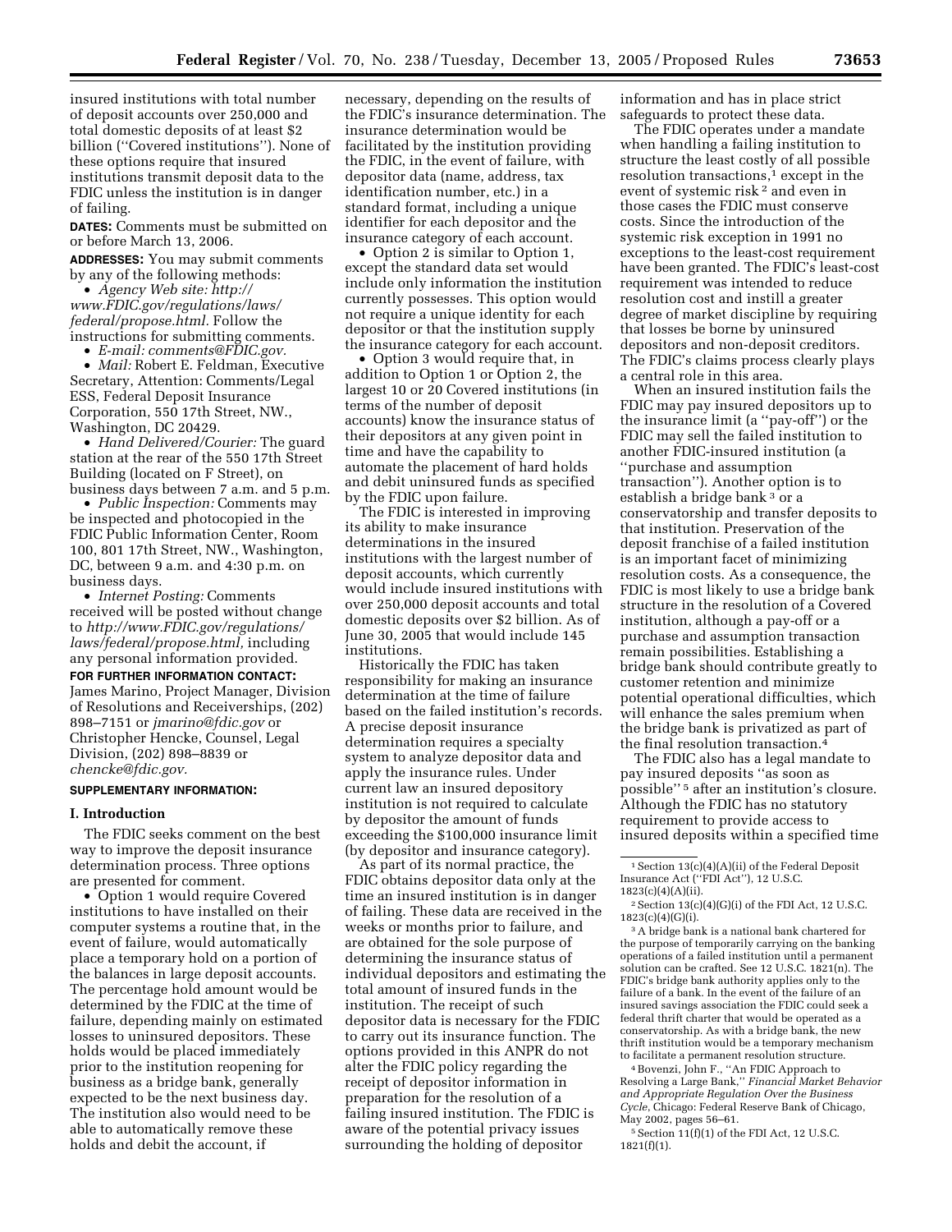insured institutions with total number of deposit accounts over 250,000 and total domestic deposits of at least $2 billion (''Covered institutions''). None of these options require that insured institutions transmit deposit data to the FDIC unless the institution is in danger of failing.

**DATES:** Comments must be submitted on or before March 13, 2006.

**ADDRESSES:** You may submit comments by any of the following methods:

- *Agency Web site: http://www.FDIC.gov/regulations/laws/federal/propose.html.* Follow the instructions for submitting comments.
- *E-mail: comments@FDIC.gov.*
- *Mail:* Robert E. Feldman, Executive Secretary, Attention: Comments/Legal ESS, Federal Deposit Insurance Corporation, 550 17th Street, NW., Washington, DC 20429.
- *Hand Delivered/Courier:* The guard station at the rear of the 550 17th Street Building (located on F Street), on business days between 7 a.m. and 5 p.m.
- *Public Inspection:* Comments may be inspected and photocopied in the FDIC Public Information Center, Room 100, 801 17th Street, NW., Washington, DC, between 9 a.m. and 4:30 p.m. on business days.
- *Internet Posting:* Comments received will be posted without change to *http://www.FDIC.gov/regulations/laws/federal/propose.html,* including any personal information provided.

**FOR FURTHER INFORMATION CONTACT:** James Marino, Project Manager, Division of Resolutions and Receiverships, (202) 898–7151 or *jmarino@fdic.gov* or Christopher Hencke, Counsel, Legal Division, (202) 898–8839 or *chencke@fdic.gov.*

**SUPPLEMENTARY INFORMATION:**

## I. Introduction

The FDIC seeks comment on the best way to improve the deposit insurance determination process. Three options are presented for comment.

- Option 1 would require Covered institutions to have installed on their computer systems a routine that, in the event of failure, would automatically place a temporary hold on a portion of the balances in large deposit accounts. The percentage hold amount would be determined by the FDIC at the time of failure, depending mainly on estimated losses to uninsured depositors. These holds would be placed immediately prior to the institution reopening for business as a bridge bank, generally expected to be the next business day. The institution also would need to be able to automatically remove these holds and debit the account, if necessary, depending on the results of the FDIC's insurance determination. The insurance determination would be facilitated by the institution providing the FDIC, in the event of failure, with depositor data (name, address, tax identification number, etc.) in a standard format, including a unique identifier for each depositor and the insurance category of each account.
- Option 2 is similar to Option 1, except the standard data set would include only information the institution currently possesses. This option would not require a unique identity for each depositor or that the institution supply the insurance category for each account.
- Option 3 would require that, in addition to Option 1 or Option 2, the largest 10 or 20 Covered institutions (in terms of the number of deposit accounts) know the insurance status of their depositors at any given point in time and have the capability to automate the placement of hard holds and debit uninsured funds as specified by the FDIC upon failure.

The FDIC is interested in improving its ability to make insurance determinations in the insured institutions with the largest number of deposit accounts, which currently would include insured institutions with over 250,000 deposit accounts and total domestic deposits over $2 billion. As of June 30, 2005 that would include 145 institutions.

Historically the FDIC has taken responsibility for making an insurance determination at the time of failure based on the failed institution's records. A precise deposit insurance determination requires a specialty system to analyze depositor data and apply the insurance rules. Under current law an insured depository institution is not required to calculate by depositor the amount of funds exceeding the $100,000 insurance limit (by depositor and insurance category).

As part of its normal practice, the FDIC obtains depositor data only at the time an insured institution is in danger of failing. These data are received in the weeks or months prior to failure, and are obtained for the sole purpose of determining the insurance status of individual depositors and estimating the total amount of insured funds in the institution. The receipt of such depositor data is necessary for the FDIC to carry out its insurance function. The options provided in this ANPR do not alter the FDIC policy regarding the receipt of depositor information in preparation for the resolution of a failing insured institution. The FDIC is aware of the potential privacy issues surrounding the holding of depositor information and has in place strict safeguards to protect these data.

The FDIC operates under a mandate when handling a failing institution to structure the least costly of all possible resolution transactions,[1] except in the event of systemic risk [2] and even in those cases the FDIC must conserve costs. Since the introduction of the systemic risk exception in 1991 no exceptions to the least-cost requirement have been granted. The FDIC's least-cost requirement was intended to reduce resolution cost and instill a greater degree of market discipline by requiring that losses be borne by uninsured depositors and non-deposit creditors. The FDIC's claims process clearly plays a central role in this area.

When an insured institution fails the FDIC may pay insured depositors up to the insurance limit (a ''pay-off'') or the FDIC may sell the failed institution to another FDIC-insured institution (a ''purchase and assumption transaction''). Another option is to establish a bridge bank [3] or a conservatorship and transfer deposits to that institution. Preservation of the deposit franchise of a failed institution is an important facet of minimizing resolution costs. As a consequence, the FDIC is most likely to use a bridge bank structure in the resolution of a Covered institution, although a pay-off or a purchase and assumption transaction remain possibilities. Establishing a bridge bank should contribute greatly to customer retention and minimize potential operational difficulties, which will enhance the sales premium when the bridge bank is privatized as part of the final resolution transaction.[4]

The FDIC also has a legal mandate to pay insured deposits ''as soon as possible'' [5] after an institution's closure. Although the FDIC has no statutory requirement to provide access to insured deposits within a specified time

---

[1] Section 13(c)(4)(A)(ii) of the Federal Deposit Insurance Act (''FDI Act''), 12 U.S.C. 1823(c)(4)(A)(ii).

[2] Section 13(c)(4)(G)(i) of the FDI Act, 12 U.S.C. 1823(c)(4)(G)(i).

[3] A bridge bank is a national bank chartered for the purpose of temporarily carrying on the banking operations of a failed institution until a permanent solution can be crafted. See 12 U.S.C. 1821(n). The FDIC's bridge bank authority applies only to the failure of a bank. In the event of the failure of an insured savings association the FDIC could seek a federal thrift charter that would be operated as a conservatorship. As with a bridge bank, the new thrift institution would be a temporary mechanism to facilitate a permanent resolution structure.

[4] Bovenzi, John F., ''An FDIC Approach to Resolving a Large Bank,'' *Financial Market Behavior and Appropriate Regulation Over the Business Cycle*, Chicago: Federal Reserve Bank of Chicago, May 2002, pages 56–61.

[5] Section 11(f)(1) of the FDI Act, 12 U.S.C. 1821(f)(1).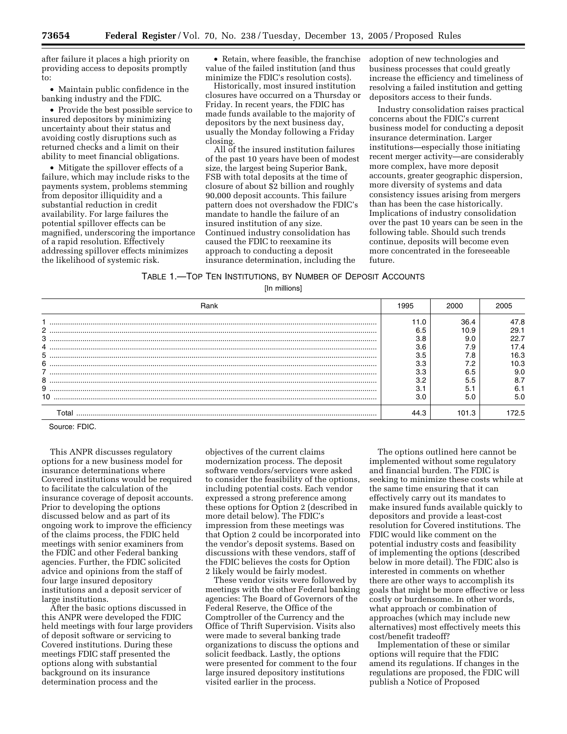after failure it places a high priority on providing access to deposits promptly to:

- Maintain public confidence in the banking industry and the FDIC.
- Provide the best possible service to insured depositors by minimizing uncertainty about their status and avoiding costly disruptions such as returned checks and a limit on their ability to meet financial obligations.
- Mitigate the spillover effects of a failure, which may include risks to the payments system, problems stemming from depositor illiquidity and a substantial reduction in credit availability. For large failures the potential spillover effects can be magnified, underscoring the importance of a rapid resolution. Effectively addressing spillover effects minimizes the likelihood of systemic risk.
- Retain, where feasible, the franchise value of the failed institution (and thus minimize the FDIC's resolution costs).

Historically, most insured institution closures have occurred on a Thursday or Friday. In recent years, the FDIC has made funds available to the majority of depositors by the next business day, usually the Monday following a Friday closing.

All of the insured institution failures of the past 10 years have been of modest size, the largest being Superior Bank, FSB with total deposits at the time of closure of about $2 billion and roughly 90,000 deposit accounts. This failure pattern does not overshadow the FDIC's mandate to handle the failure of an insured institution of any size. Continued industry consolidation has caused the FDIC to reexamine its approach to conducting a deposit insurance determination, including the adoption of new technologies and business processes that could greatly increase the efficiency and timeliness of resolving a failed institution and getting depositors access to their funds.

Industry consolidation raises practical concerns about the FDIC's current business model for conducting a deposit insurance determination. Larger institutions—especially those initiating recent merger activity—are considerably more complex, have more deposit accounts, greater geographic dispersion, more diversity of systems and data consistency issues arising from mergers than has been the case historically. Implications of industry consolidation over the past 10 years can be seen in the following table. Should such trends continue, deposits will become even more concentrated in the foreseeable future.

TABLE 1.—TOP TEN INSTITUTIONS, BY NUMBER OF DEPOSIT ACCOUNTS

[In millions]

| Rank | 1995 | 2000 | 2005 |
|---|---|---|---|
| 1 | 11.0 | 36.4 | 47.8 |
| 2 | 6.5 | 10.9 | 29.1 |
| 3 | 3.8 | 9.0 | 22.7 |
| 4 | 3.6 | 7.9 | 17.4 |
| 5 | 3.5 | 7.8 | 16.3 |
| 6 | 3.3 | 7.2 | 10.3 |
| 7 | 3.3 | 6.5 | 9.0 |
| 8 | 3.2 | 5.5 | 8.7 |
| 9 | 3.1 | 5.1 | 6.1 |
| 10 | 3.0 | 5.0 | 5.0 |
| Total | 44.3 | 101.3 | 172.5 |

Source: FDIC.

This ANPR discusses regulatory options for a new business model for insurance determinations where Covered institutions would be required to facilitate the calculation of the insurance coverage of deposit accounts. Prior to developing the options discussed below and as part of its ongoing work to improve the efficiency of the claims process, the FDIC held meetings with senior examiners from the FDIC and other Federal banking agencies. Further, the FDIC solicited advice and opinions from the staff of four large insured depository institutions and a deposit servicer of large institutions.

After the basic options discussed in this ANPR were developed the FDIC held meetings with four large providers of deposit software or servicing to Covered institutions. During these meetings FDIC staff presented the options along with substantial background on its insurance determination process and the objectives of the current claims modernization process. The deposit software vendors/servicers were asked to consider the feasibility of the options, including potential costs. Each vendor expressed a strong preference among these options for Option 2 (described in more detail below). The FDIC's impression from these meetings was that Option 2 could be incorporated into the vendor's deposit systems. Based on discussions with these vendors, staff of the FDIC believes the costs for Option 2 likely would be fairly modest.

These vendor visits were followed by meetings with the other Federal banking agencies: The Board of Governors of the Federal Reserve, the Office of the Comptroller of the Currency and the Office of Thrift Supervision. Visits also were made to several banking trade organizations to discuss the options and solicit feedback. Lastly, the options were presented for comment to the four large insured depository institutions visited earlier in the process.

The options outlined here cannot be implemented without some regulatory and financial burden. The FDIC is seeking to minimize these costs while at the same time ensuring that it can effectively carry out its mandates to make insured funds available quickly to depositors and provide a least-cost resolution for Covered institutions. The FDIC would like comment on the potential industry costs and feasibility of implementing the options (described below in more detail). The FDIC also is interested in comments on whether there are other ways to accomplish its goals that might be more effective or less costly or burdensome. In other words, what approach or combination of approaches (which may include new alternatives) most effectively meets this cost/benefit tradeoff?

Implementation of these or similar options will require that the FDIC amend its regulations. If changes in the regulations are proposed, the FDIC will publish a Notice of Proposed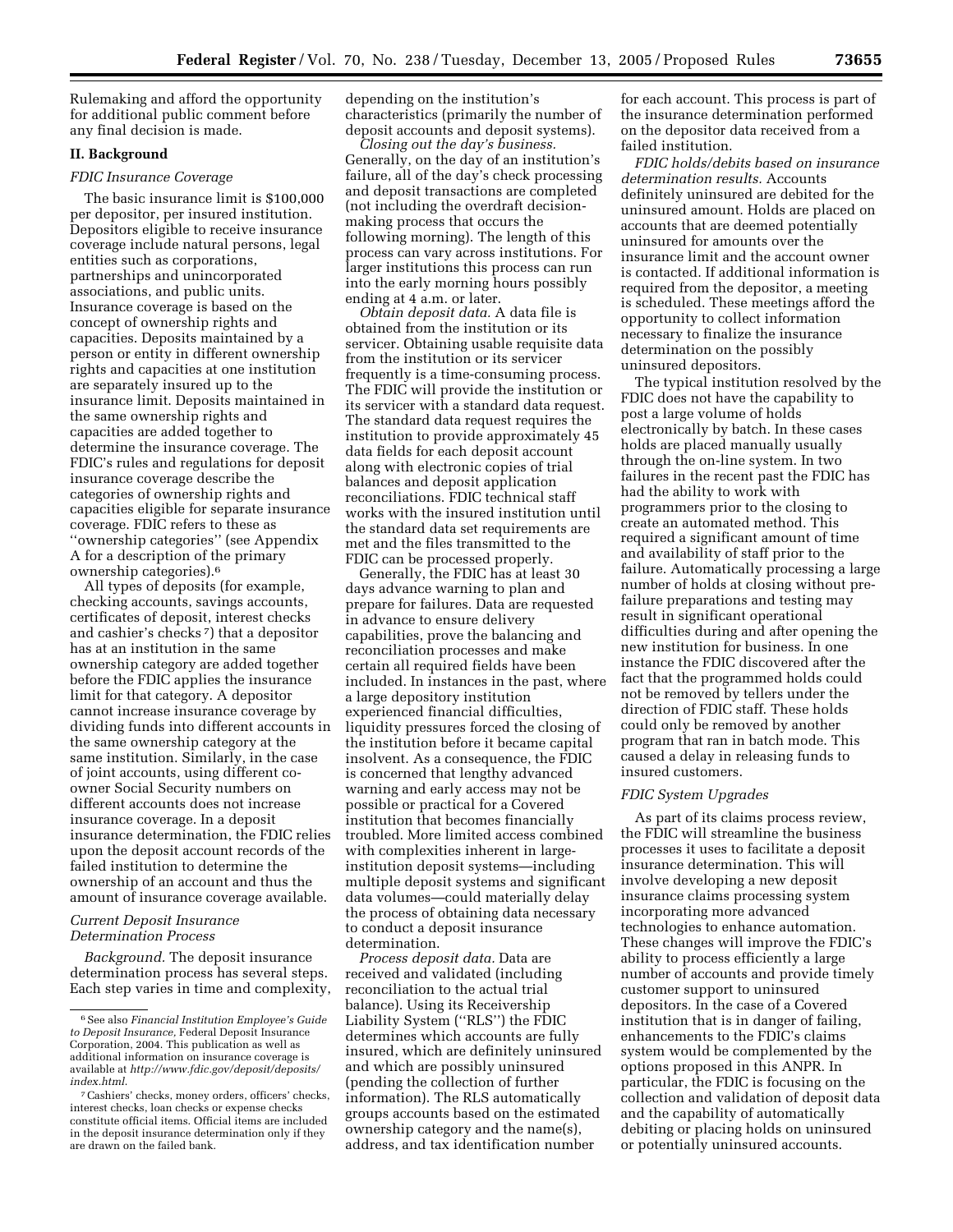Rulemaking and afford the opportunity for additional public comment before any final decision is made.

## II. Background

### *FDIC Insurance Coverage*

The basic insurance limit is $100,000 per depositor, per insured institution. Depositors eligible to receive insurance coverage include natural persons, legal entities such as corporations, partnerships and unincorporated associations, and public units. Insurance coverage is based on the concept of ownership rights and capacities. Deposits maintained by a person or entity in different ownership rights and capacities at one institution are separately insured up to the insurance limit. Deposits maintained in the same ownership rights and capacities are added together to determine the insurance coverage. The FDIC's rules and regulations for deposit insurance coverage describe the categories of ownership rights and capacities eligible for separate insurance coverage. FDIC refers to these as ''ownership categories'' (see Appendix A for a description of the primary ownership categories).[6]

All types of deposits (for example, checking accounts, savings accounts, certificates of deposit, interest checks and cashier's checks[7]) that a depositor has at an institution in the same ownership category are added together before the FDIC applies the insurance limit for that category. A depositor cannot increase insurance coverage by dividing funds into different accounts in the same ownership category at the same institution. Similarly, in the case of joint accounts, using different co-owner Social Security numbers on different accounts does not increase insurance coverage. In a deposit insurance determination, the FDIC relies upon the deposit account records of the failed institution to determine the ownership of an account and thus the amount of insurance coverage available.

### *Current Deposit Insurance Determination Process*

*Background.* The deposit insurance determination process has several steps. Each step varies in time and complexity, depending on the institution's characteristics (primarily the number of deposit accounts and deposit systems).

*Closing out the day's business.* Generally, on the day of an institution's failure, all of the day's check processing and deposit transactions are completed (not including the overdraft decision-making process that occurs the following morning). The length of this process can vary across institutions. For larger institutions this process can run into the early morning hours possibly ending at 4 a.m. or later.

*Obtain deposit data.* A data file is obtained from the institution or its servicer. Obtaining usable requisite data from the institution or its servicer frequently is a time-consuming process. The FDIC will provide the institution or its servicer with a standard data request. The standard data request requires the institution to provide approximately 45 data fields for each deposit account along with electronic copies of trial balances and deposit application reconciliations. FDIC technical staff works with the insured institution until the standard data set requirements are met and the files transmitted to the FDIC can be processed properly.

Generally, the FDIC has at least 30 days advance warning to plan and prepare for failures. Data are requested in advance to ensure delivery capabilities, prove the balancing and reconciliation processes and make certain all required fields have been included. In instances in the past, where a large depository institution experienced financial difficulties, liquidity pressures forced the closing of the institution before it became capital insolvent. As a consequence, the FDIC is concerned that lengthy advanced warning and early access may not be possible or practical for a Covered institution that becomes financially troubled. More limited access combined with complexities inherent in large-institution deposit systems—including multiple deposit systems and significant data volumes—could materially delay the process of obtaining data necessary to conduct a deposit insurance determination.

*Process deposit data.* Data are received and validated (including reconciliation to the actual trial balance). Using its Receivership Liability System (''RLS'') the FDIC determines which accounts are fully insured, which are definitely uninsured and which are possibly uninsured (pending the collection of further information). The RLS automatically groups accounts based on the estimated ownership category and the name(s), address, and tax identification number for each account. This process is part of the insurance determination performed on the depositor data received from a failed institution.

*FDIC holds/debits based on insurance determination results.* Accounts definitely uninsured are debited for the uninsured amount. Holds are placed on accounts that are deemed potentially uninsured for amounts over the insurance limit and the account owner is contacted. If additional information is required from the depositor, a meeting is scheduled. These meetings afford the opportunity to collect information necessary to finalize the insurance determination on the possibly uninsured depositors.

The typical institution resolved by the FDIC does not have the capability to post a large volume of holds electronically by batch. In these cases holds are placed manually usually through the on-line system. In two failures in the recent past the FDIC has had the ability to work with programmers prior to the closing to create an automated method. This required a significant amount of time and availability of staff prior to the failure. Automatically processing a large number of holds at closing without pre-failure preparations and testing may result in significant operational difficulties during and after opening the new institution for business. In one instance the FDIC discovered after the fact that the programmed holds could not be removed by tellers under the direction of FDIC staff. These holds could only be removed by another program that ran in batch mode. This caused a delay in releasing funds to insured customers.

### *FDIC System Upgrades*

As part of its claims process review, the FDIC will streamline the business processes it uses to facilitate a deposit insurance determination. This will involve developing a new deposit insurance claims processing system incorporating more advanced technologies to enhance automation. These changes will improve the FDIC's ability to process efficiently a large number of accounts and provide timely customer support to uninsured depositors. In the case of a Covered institution that is in danger of failing, enhancements to the FDIC's claims system would be complemented by the options proposed in this ANPR. In particular, the FDIC is focusing on the collection and validation of deposit data and the capability of automatically debiting or placing holds on uninsured or potentially uninsured accounts.

---

[6] See also *Financial Institution Employee's Guide to Deposit Insurance,* Federal Deposit Insurance Corporation, 2004. This publication as well as additional information on insurance coverage is available at *http://www.fdic.gov/deposit/deposits/index.html.*

[7] Cashiers' checks, money orders, officers' checks, interest checks, loan checks or expense checks constitute official items. Official items are included in the deposit insurance determination only if they are drawn on the failed bank.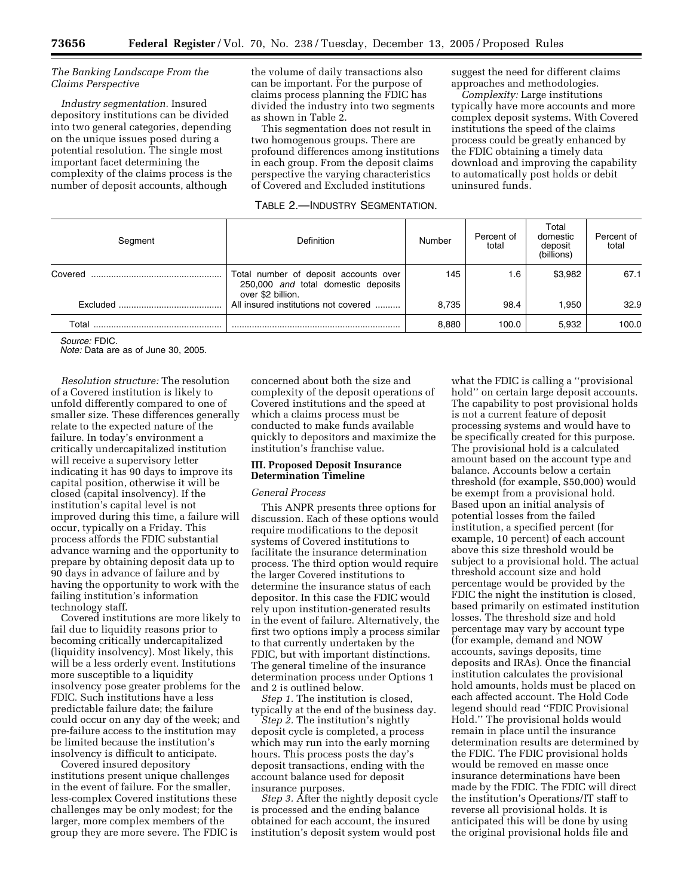*The Banking Landscape From the Claims Perspective*

*Industry segmentation.* Insured depository institutions can be divided into two general categories, depending on the unique issues posed during a potential resolution. The single most important facet determining the complexity of the claims process is the number of deposit accounts, although the volume of daily transactions also can be important. For the purpose of claims process planning the FDIC has divided the industry into two segments as shown in Table 2.

This segmentation does not result in two homogenous groups. There are profound differences among institutions in each group. From the deposit claims perspective the varying characteristics of Covered and Excluded institutions suggest the need for different claims approaches and methodologies.

*Complexity:* Large institutions typically have more accounts and more complex deposit systems. With Covered institutions the speed of the claims process could be greatly enhanced by the FDIC obtaining a timely data download and improving the capability to automatically post holds or debit uninsured funds.

TABLE 2.—INDUSTRY SEGMENTATION.

| Segment | Definition | Number | Percent of total | Total domestic deposit (billions) | Percent of total |
|---|---|---|---|---|---|
| Covered | Total number of deposit accounts over 250,000 *and* total domestic deposits over $2 billion. | 145 | 1.6 | $3,982 | 67.1 |
| Excluded | All insured institutions not covered | 8,735 | 98.4 | 1,950 | 32.9 |
| Total | | 8,880 | 100.0 | 5,932 | 100.0 |

*Source:* FDIC.
*Note:* Data are as of June 30, 2005.

*Resolution structure:* The resolution of a Covered institution is likely to unfold differently compared to one of smaller size. These differences generally relate to the expected nature of the failure. In today's environment a critically undercapitalized institution will receive a supervisory letter indicating it has 90 days to improve its capital position, otherwise it will be closed (capital insolvency). If the institution's capital level is not improved during this time, a failure will occur, typically on a Friday. This process affords the FDIC substantial advance warning and the opportunity to prepare by obtaining deposit data up to 90 days in advance of failure and by having the opportunity to work with the failing institution's information technology staff.

Covered institutions are more likely to fail due to liquidity reasons prior to becoming critically undercapitalized (liquidity insolvency). Most likely, this will be a less orderly event. Institutions more susceptible to a liquidity insolvency pose greater problems for the FDIC. Such institutions have a less predictable failure date; the failure could occur on any day of the week; and pre-failure access to the institution may be limited because the institution's insolvency is difficult to anticipate.

Covered insured depository institutions present unique challenges in the event of failure. For the smaller, less-complex Covered institutions these challenges may be only modest; for the larger, more complex members of the group they are more severe. The FDIC is concerned about both the size and complexity of the deposit operations of Covered institutions and the speed at which a claims process must be conducted to make funds available quickly to depositors and maximize the institution's franchise value.

## III. Proposed Deposit Insurance Determination Timeline

*General Process*

This ANPR presents three options for discussion. Each of these options would require modifications to the deposit systems of Covered institutions to facilitate the insurance determination process. The third option would require the larger Covered institutions to determine the insurance status of each depositor. In this case the FDIC would rely upon institution-generated results in the event of failure. Alternatively, the first two options imply a process similar to that currently undertaken by the FDIC, but with important distinctions. The general timeline of the insurance determination process under Options 1 and 2 is outlined below.

*Step 1.* The institution is closed, typically at the end of the business day.

*Step 2.* The institution's nightly deposit cycle is completed, a process which may run into the early morning hours. This process posts the day's deposit transactions, ending with the account balance used for deposit insurance purposes.

*Step 3.* After the nightly deposit cycle is processed and the ending balance obtained for each account, the insured institution's deposit system would post what the FDIC is calling a ''provisional hold'' on certain large deposit accounts. The capability to post provisional holds is not a current feature of deposit processing systems and would have to be specifically created for this purpose. The provisional hold is a calculated amount based on the account type and balance. Accounts below a certain threshold (for example, $50,000) would be exempt from a provisional hold. Based upon an initial analysis of potential losses from the failed institution, a specified percent (for example, 10 percent) of each account above this size threshold would be subject to a provisional hold. The actual threshold account size and hold percentage would be provided by the FDIC the night the institution is closed, based primarily on estimated institution losses. The threshold size and hold percentage may vary by account type (for example, demand and NOW accounts, savings deposits, time deposits and IRAs). Once the financial institution calculates the provisional hold amounts, holds must be placed on each affected account. The Hold Code legend should read ''FDIC Provisional Hold.'' The provisional holds would remain in place until the insurance determination results are determined by the FDIC. The FDIC provisional holds would be removed en masse once insurance determinations have been made by the FDIC. The FDIC will direct the institution's Operations/IT staff to reverse all provisional holds. It is anticipated this will be done by using the original provisional holds file and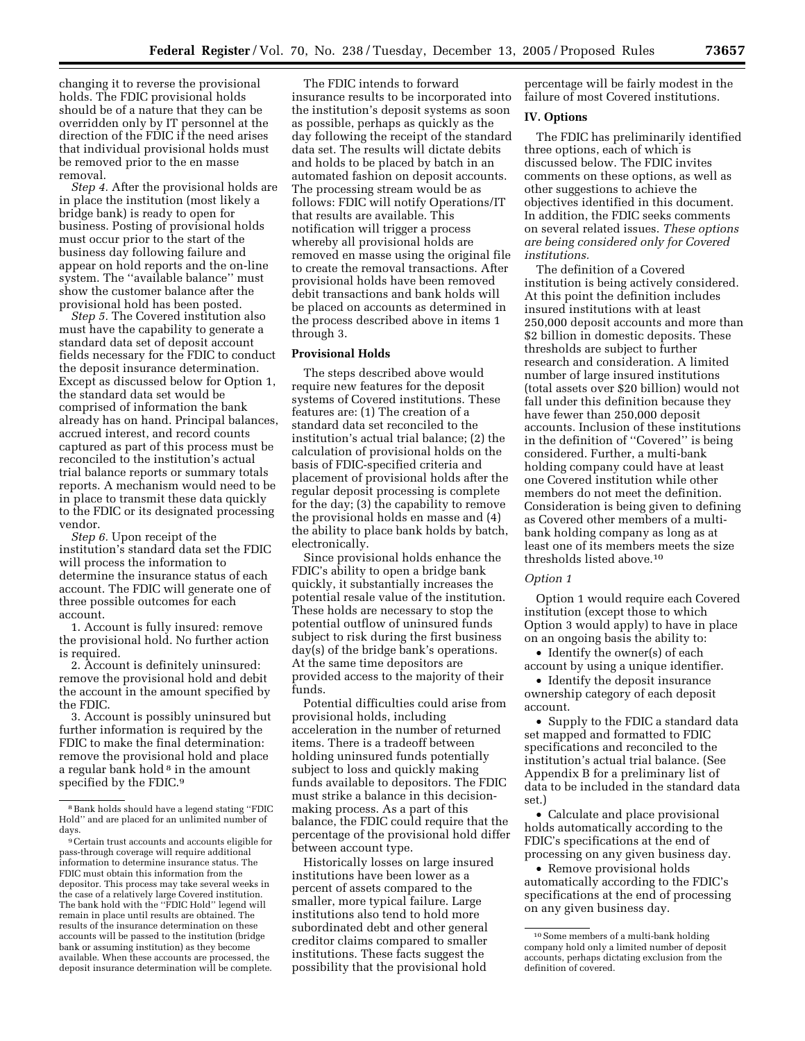changing it to reverse the provisional holds. The FDIC provisional holds should be of a nature that they can be overridden only by IT personnel at the direction of the FDIC if the need arises that individual provisional holds must be removed prior to the en masse removal.

*Step 4.* After the provisional holds are in place the institution (most likely a bridge bank) is ready to open for business. Posting of provisional holds must occur prior to the start of the business day following failure and appear on hold reports and the on-line system. The ''available balance'' must show the customer balance after the provisional hold has been posted.

*Step 5.* The Covered institution also must have the capability to generate a standard data set of deposit account fields necessary for the FDIC to conduct the deposit insurance determination. Except as discussed below for Option 1, the standard data set would be comprised of information the bank already has on hand. Principal balances, accrued interest, and record counts captured as part of this process must be reconciled to the institution's actual trial balance reports or summary totals reports. A mechanism would need to be in place to transmit these data quickly to the FDIC or its designated processing vendor.

*Step 6.* Upon receipt of the institution's standard data set the FDIC will process the information to determine the insurance status of each account. The FDIC will generate one of three possible outcomes for each account.

1. Account is fully insured: remove the provisional hold. No further action is required.

2. Account is definitely uninsured: remove the provisional hold and debit the account in the amount specified by the FDIC.

3. Account is possibly uninsured but further information is required by the FDIC to make the final determination: remove the provisional hold and place a regular bank hold [8] in the amount specified by the FDIC.[9]

[8] Bank holds should have a legend stating ''FDIC Hold'' and are placed for an unlimited number of days.

[9] Certain trust accounts and accounts eligible for pass-through coverage will require additional information to determine insurance status. The FDIC must obtain this information from the depositor. This process may take several weeks in the case of a relatively large Covered institution. The bank hold with the ''FDIC Hold'' legend will remain in place until results are obtained. The results of the insurance determination on these accounts will be passed to the institution (bridge bank or assuming institution) as they become available. When these accounts are processed, the deposit insurance determination will be complete.

The FDIC intends to forward insurance results to be incorporated into the institution's deposit systems as soon as possible, perhaps as quickly as the day following the receipt of the standard data set. The results will dictate debits and holds to be placed by batch in an automated fashion on deposit accounts. The processing stream would be as follows: FDIC will notify Operations/IT that results are available. This notification will trigger a process whereby all provisional holds are removed en masse using the original file to create the removal transactions. After provisional holds have been removed debit transactions and bank holds will be placed on accounts as determined in the process described above in items 1 through 3.

### Provisional Holds

The steps described above would require new features for the deposit systems of Covered institutions. These features are: (1) The creation of a standard data set reconciled to the institution's actual trial balance; (2) the calculation of provisional holds on the basis of FDIC-specified criteria and placement of provisional holds after the regular deposit processing is complete for the day; (3) the capability to remove the provisional holds en masse and (4) the ability to place bank holds by batch, electronically.

Since provisional holds enhance the FDIC's ability to open a bridge bank quickly, it substantially increases the potential resale value of the institution. These holds are necessary to stop the potential outflow of uninsured funds subject to risk during the first business day(s) of the bridge bank's operations. At the same time depositors are provided access to the majority of their funds.

Potential difficulties could arise from provisional holds, including acceleration in the number of returned items. There is a tradeoff between holding uninsured funds potentially subject to loss and quickly making funds available to depositors. The FDIC must strike a balance in this decision-making process. As a part of this balance, the FDIC could require that the percentage of the provisional hold differ between account type.

Historically losses on large insured institutions have been lower as a percent of assets compared to the smaller, more typical failure. Large institutions also tend to hold more subordinated debt and other general creditor claims compared to smaller institutions. These facts suggest the possibility that the provisional hold percentage will be fairly modest in the failure of most Covered institutions.

## IV. Options

The FDIC has preliminarily identified three options, each of which is discussed below. The FDIC invites comments on these options, as well as other suggestions to achieve the objectives identified in this document. In addition, the FDIC seeks comments on several related issues. *These options are being considered only for Covered institutions.*

The definition of a Covered institution is being actively considered. At this point the definition includes insured institutions with at least 250,000 deposit accounts and more than $2 billion in domestic deposits. These thresholds are subject to further research and consideration. A limited number of large insured institutions (total assets over $20 billion) would not fall under this definition because they have fewer than 250,000 deposit accounts. Inclusion of these institutions in the definition of ''Covered'' is being considered. Further, a multi-bank holding company could have at least one Covered institution while other members do not meet the definition. Consideration is being given to defining as Covered other members of a multi-bank holding company as long as at least one of its members meets the size thresholds listed above.[10]

[10] Some members of a multi-bank holding company hold only a limited number of deposit accounts, perhaps dictating exclusion from the definition of covered.

### *Option 1*

Option 1 would require each Covered institution (except those to which Option 3 would apply) to have in place on an ongoing basis the ability to:

- Identify the owner(s) of each account by using a unique identifier.
- Identify the deposit insurance ownership category of each deposit account.
- Supply to the FDIC a standard data set mapped and formatted to FDIC specifications and reconciled to the institution's actual trial balance. (See Appendix B for a preliminary list of data to be included in the standard data set.)
- Calculate and place provisional holds automatically according to the FDIC's specifications at the end of processing on any given business day.
- Remove provisional holds automatically according to the FDIC's specifications at the end of processing on any given business day.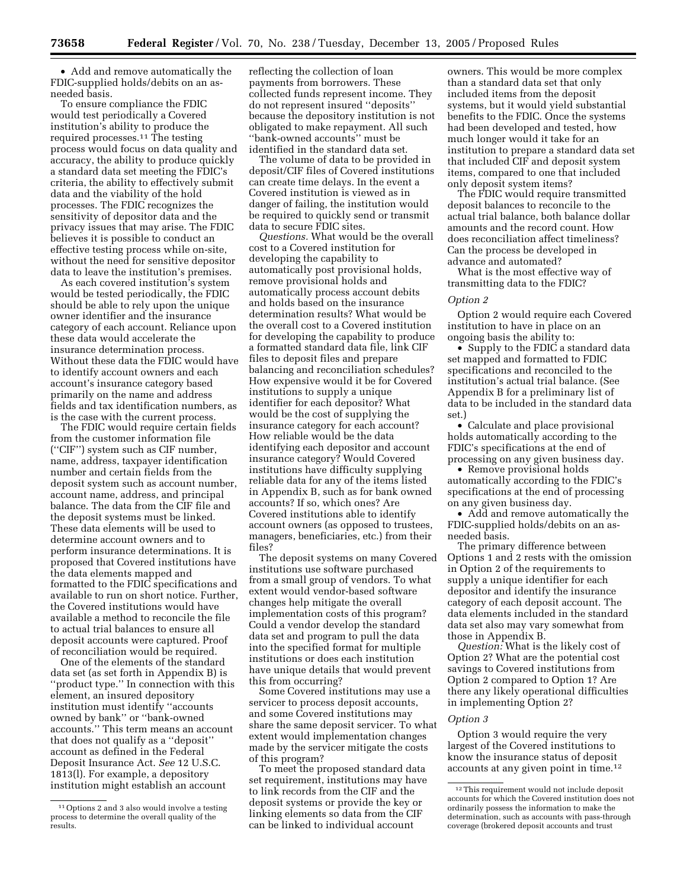• Add and remove automatically the FDIC-supplied holds/debits on an as-needed basis.

To ensure compliance the FDIC would test periodically a Covered institution's ability to produce the required processes.[11] The testing process would focus on data quality and accuracy, the ability to produce quickly a standard data set meeting the FDIC's criteria, the ability to effectively submit data and the viability of the hold processes. The FDIC recognizes the sensitivity of depositor data and the privacy issues that may arise. The FDIC believes it is possible to conduct an effective testing process while on-site, without the need for sensitive depositor data to leave the institution's premises.

As each covered institution's system would be tested periodically, the FDIC should be able to rely upon the unique owner identifier and the insurance category of each account. Reliance upon these data would accelerate the insurance determination process. Without these data the FDIC would have to identify account owners and each account's insurance category based primarily on the name and address fields and tax identification numbers, as is the case with the current process.

The FDIC would require certain fields from the customer information file (''CIF'') system such as CIF number, name, address, taxpayer identification number and certain fields from the deposit system such as account number, account name, address, and principal balance. The data from the CIF file and the deposit systems must be linked. These data elements will be used to determine account owners and to perform insurance determinations. It is proposed that Covered institutions have the data elements mapped and formatted to the FDIC specifications and available to run on short notice. Further, the Covered institutions would have available a method to reconcile the file to actual trial balances to ensure all deposit accounts were captured. Proof of reconciliation would be required.

One of the elements of the standard data set (as set forth in Appendix B) is ''product type.'' In connection with this element, an insured depository institution must identify ''accounts owned by bank'' or ''bank-owned accounts.'' This term means an account that does not qualify as a ''deposit'' account as defined in the Federal Deposit Insurance Act. *See* 12 U.S.C. 1813(l). For example, a depository institution might establish an account reflecting the collection of loan payments from borrowers. These collected funds represent income. They do not represent insured ''deposits'' because the depository institution is not obligated to make repayment. All such ''bank-owned accounts'' must be identified in the standard data set.

The volume of data to be provided in deposit/CIF files of Covered institutions can create time delays. In the event a Covered institution is viewed as in danger of failing, the institution would be required to quickly send or transmit data to secure FDIC sites.

*Questions.* What would be the overall cost to a Covered institution for developing the capability to automatically post provisional holds, remove provisional holds and automatically process account debits and holds based on the insurance determination results? What would be the overall cost to a Covered institution for developing the capability to produce a formatted standard data file, link CIF files to deposit files and prepare balancing and reconciliation schedules? How expensive would it be for Covered institutions to supply a unique identifier for each depositor? What would be the cost of supplying the insurance category for each account? How reliable would be the data identifying each depositor and account insurance category? Would Covered institutions have difficulty supplying reliable data for any of the items listed in Appendix B, such as for bank owned accounts? If so, which ones? Are Covered institutions able to identify account owners (as opposed to trustees, managers, beneficiaries, etc.) from their files?

The deposit systems on many Covered institutions use software purchased from a small group of vendors. To what extent would vendor-based software changes help mitigate the overall implementation costs of this program? Could a vendor develop the standard data set and program to pull the data into the specified format for multiple institutions or does each institution have unique details that would prevent this from occurring?

Some Covered institutions may use a servicer to process deposit accounts, and some Covered institutions may share the same deposit servicer. To what extent would implementation changes made by the servicer mitigate the costs of this program?

To meet the proposed standard data set requirement, institutions may have to link records from the CIF and the deposit systems or provide the key or linking elements so data from the CIF can be linked to individual account owners. This would be more complex than a standard data set that only included items from the deposit systems, but it would yield substantial benefits to the FDIC. Once the systems had been developed and tested, how much longer would it take for an institution to prepare a standard data set that included CIF and deposit system items, compared to one that included only deposit system items?

The FDIC would require transmitted deposit balances to reconcile to the actual trial balance, both balance dollar amounts and the record count. How does reconciliation affect timeliness? Can the process be developed in advance and automated?

What is the most effective way of transmitting data to the FDIC?

### *Option 2*

Option 2 would require each Covered institution to have in place on an ongoing basis the ability to:

• Supply to the FDIC a standard data set mapped and formatted to FDIC specifications and reconciled to the institution's actual trial balance. (See Appendix B for a preliminary list of data to be included in the standard data set.)

• Calculate and place provisional holds automatically according to the FDIC's specifications at the end of processing on any given business day.

• Remove provisional holds automatically according to the FDIC's specifications at the end of processing on any given business day.

• Add and remove automatically the FDIC-supplied holds/debits on an as-needed basis.

The primary difference between Options 1 and 2 rests with the omission in Option 2 of the requirements to supply a unique identifier for each depositor and identify the insurance category of each deposit account. The data elements included in the standard data set also may vary somewhat from those in Appendix B.

*Question:* What is the likely cost of Option 2? What are the potential cost savings to Covered institutions from Option 2 compared to Option 1? Are there any likely operational difficulties in implementing Option 2?

### *Option 3*

Option 3 would require the very largest of the Covered institutions to know the insurance status of deposit accounts at any given point in time.[12]

---

[11] Options 2 and 3 also would involve a testing process to determine the overall quality of the results.

[12] This requirement would not include deposit accounts for which the Covered institution does not ordinarily possess the information to make the determination, such as accounts with pass-through coverage (brokered deposit accounts and trust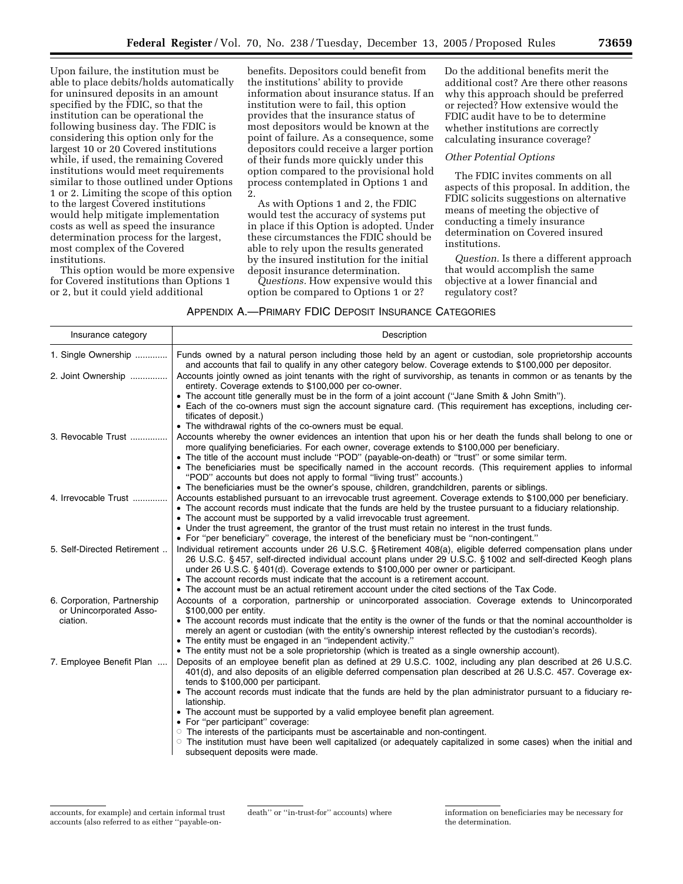Upon failure, the institution must be able to place debits/holds automatically for uninsured deposits in an amount specified by the FDIC, so that the institution can be operational the following business day. The FDIC is considering this option only for the largest 10 or 20 Covered institutions while, if used, the remaining Covered institutions would meet requirements similar to those outlined under Options 1 or 2. Limiting the scope of this option to the largest Covered institutions would help mitigate implementation costs as well as speed the insurance determination process for the largest, most complex of the Covered institutions.

This option would be more expensive for Covered institutions than Options 1 or 2, but it could yield additional benefits. Depositors could benefit from the institutions' ability to provide information about insurance status. If an institution were to fail, this option provides that the insurance status of most depositors would be known at the point of failure. As a consequence, some depositors could receive a larger portion of their funds more quickly under this option compared to the provisional hold process contemplated in Options 1 and 2.

As with Options 1 and 2, the FDIC would test the accuracy of systems put in place if this Option is adopted. Under these circumstances the FDIC should be able to rely upon the results generated by the insured institution for the initial deposit insurance determination.

*Questions.* How expensive would this option be compared to Options 1 or 2? Do the additional benefits merit the additional cost? Are there other reasons why this approach should be preferred or rejected? How extensive would the FDIC audit have to be to determine whether institutions are correctly calculating insurance coverage?

*Other Potential Options*

The FDIC invites comments on all aspects of this proposal. In addition, the FDIC solicits suggestions on alternative means of meeting the objective of conducting a timely insurance determination on Covered insured institutions.

*Question.* Is there a different approach that would accomplish the same objective at a lower financial and regulatory cost?

APPENDIX A.—PRIMARY FDIC DEPOSIT INSURANCE CATEGORIES

| Insurance category | Description |
|---|---|
| 1. Single Ownership | Funds owned by a natural person including those held by an agent or custodian, sole proprietorship accounts and accounts that fail to qualify in any other category below. Coverage extends to $100,000 per depositor. |
| 2. Joint Ownership | Accounts jointly owned as joint tenants with the right of survivorship, as tenants in common or as tenants by the entirety. Coverage extends to $100,000 per co-owner.<br>• The account title generally must be in the form of a joint account ("Jane Smith & John Smith").<br>• Each of the co-owners must sign the account signature card. (This requirement has exceptions, including certificates of deposit.)<br>• The withdrawal rights of the co-owners must be equal. |
| 3. Revocable Trust | Accounts whereby the owner evidences an intention that upon his or her death the funds shall belong to one or more qualifying beneficiaries. For each owner, coverage extends to $100,000 per beneficiary.<br>• The title of the account must include "POD" (payable-on-death) or "trust" or some similar term.<br>• The beneficiaries must be specifically named in the account records. (This requirement applies to informal "POD" accounts but does not apply to formal "living trust" accounts.)<br>• The beneficiaries must be the owner's spouse, children, grandchildren, parents or siblings. |
| 4. Irrevocable Trust | Accounts established pursuant to an irrevocable trust agreement. Coverage extends to $100,000 per beneficiary.<br>• The account records must indicate that the funds are held by the trustee pursuant to a fiduciary relationship.<br>• The account must be supported by a valid irrevocable trust agreement.<br>• Under the trust agreement, the grantor of the trust must retain no interest in the trust funds.<br>• For "per beneficiary" coverage, the interest of the beneficiary must be "non-contingent." |
| 5. Self-Directed Retirement | Individual retirement accounts under 26 U.S.C. § Retirement 408(a), eligible deferred compensation plans under 26 U.S.C. § 457, self-directed individual account plans under 29 U.S.C. § 1002 and self-directed Keogh plans under 26 U.S.C. § 401(d). Coverage extends to $100,000 per owner or participant.<br>• The account records must indicate that the account is a retirement account.<br>• The account must be an actual retirement account under the cited sections of the Tax Code. |
| 6. Corporation, Partnership or Unincorporated Association. | Accounts of a corporation, partnership or unincorporated association. Coverage extends to Unincorporated $100,000 per entity.<br>• The account records must indicate that the entity is the owner of the funds or that the nominal accountholder is merely an agent or custodian (with the entity's ownership interest reflected by the custodian's records).<br>• The entity must be engaged in an "independent activity."<br>• The entity must not be a sole proprietorship (which is treated as a single ownership account). |
| 7. Employee Benefit Plan | Deposits of an employee benefit plan as defined at 29 U.S.C. 1002, including any plan described at 26 U.S.C. 401(d), and also deposits of an eligible deferred compensation plan described at 26 U.S.C. 457. Coverage extends to $100,000 per participant.<br>• The account records must indicate that the funds are held by the plan administrator pursuant to a fiduciary relationship.<br>• The account must be supported by a valid employee benefit plan agreement.<br>• For "per participant" coverage:<br>○ The interests of the participants must be ascertainable and non-contingent.<br>○ The institution must have been well capitalized (or adequately capitalized in some cases) when the initial and subsequent deposits were made. |

---

accounts, for example) and certain informal trust accounts (also referred to as either "payable-on-death" or "in-trust-for" accounts) where information on beneficiaries may be necessary for the determination.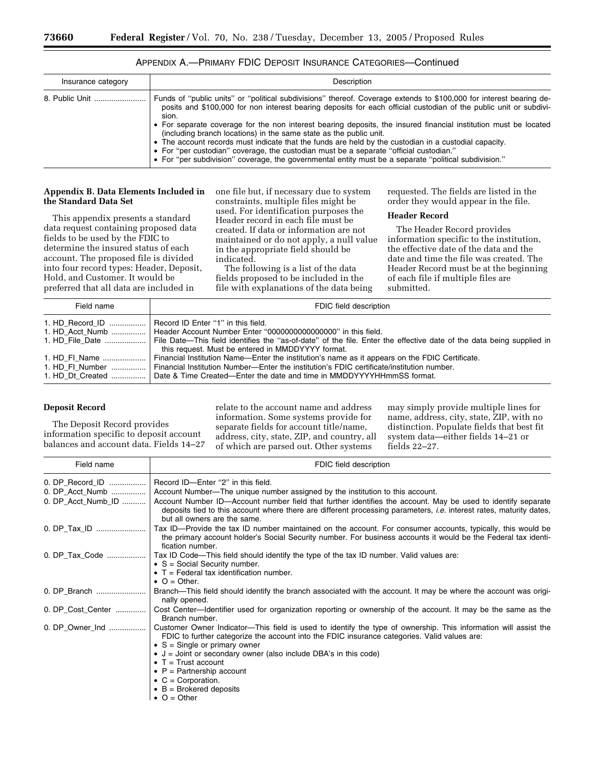APPENDIX A.—PRIMARY FDIC DEPOSIT INSURANCE CATEGORIES—Continued

| Insurance category | Description |
| --- | --- |
| 8. Public Unit | Funds of "public units" or "political subdivisions" thereof. Coverage extends to $100,000 for interest bearing deposits and $100,000 for non interest bearing deposits for each official custodian of the public unit or subdivision.<br>• For separate coverage for the non interest bearing deposits, the insured financial institution must be located (including branch locations) in the same state as the public unit.<br>• The account records must indicate that the funds are held by the custodian in a custodial capacity.<br>• For "per custodian" coverage, the custodian must be a separate "official custodian."<br>• For "per subdivision" coverage, the governmental entity must be a separate "political subdivision." |

**Appendix B. Data Elements Included in the Standard Data Set**

This appendix presents a standard data request containing proposed data fields to be used by the FDIC to determine the insured status of each account. The proposed file is divided into four record types: Header, Deposit, Hold, and Customer. It would be preferred that all data are included in one file but, if necessary due to system constraints, multiple files might be used. For identification purposes the Header record in each file must be created. If data or information are not maintained or do not apply, a null value in the appropriate field should be indicated.

The following is a list of the data fields proposed to be included in the file with explanations of the data being requested. The fields are listed in the order they would appear in the file.

**Header Record**

The Header Record provides information specific to the institution, the effective date of the data and the date and time the file was created. The Header Record must be at the beginning of each file if multiple files are submitted.

| Field name | FDIC field description |
| --- | --- |
| 1. HD_Record_ID | Record ID Enter "1" in this field. |
| 1. HD_Acct_Numb | Header Account Number Enter "0000000000000000" in this field. |
| 1. HD_File_Date | File Date—This field identifies the "as-of-date" of the file. Enter the effective date of the data being supplied in this request. Must be entered in MMDDYYYY format. |
| 1. HD_FI_Name | Financial Institution Name—Enter the institution's name as it appears on the FDIC Certificate. |
| 1. HD_FI_Number | Financial Institution Number—Enter the institution's FDIC certificate/institution number. |
| 1. HD_Dt_Created | Date & Time Created—Enter the date and time in MMDDYYYYHHmmSS format. |

**Deposit Record**

The Deposit Record provides information specific to deposit account balances and account data. Fields 14–27 relate to the account name and address information. Some systems provide for separate fields for account title/name, address, city, state, ZIP, and country, all of which are parsed out. Other systems may simply provide multiple lines for name, address, city, state, ZIP, with no distinction. Populate fields that best fit system data—either fields 14–21 or fields 22–27.

| Field name | FDIC field description |
| --- | --- |
| 0. DP_Record_ID | Record ID—Enter "2" in this field. |
| 0. DP_Acct_Numb | Account Number—The unique number assigned by the institution to this account. |
| 0. DP_Acct_Numb_ID | Account Number ID—Account number field that further identifies the account. May be used to identify separate deposits tied to this account where there are different processing parameters, *i.e.* interest rates, maturity dates, but all owners are the same. |
| 0. DP_Tax_ID | Tax ID—Provide the tax ID number maintained on the account. For consumer accounts, typically, this would be the primary account holder's Social Security number. For business accounts it would be the Federal tax identification number. |
| 0. DP_Tax_Code | Tax ID Code—This field should identify the type of the tax ID number. Valid values are:<br>• S = Social Security number.<br>• T = Federal tax identification number.<br>• O = Other. |
| 0. DP_Branch | Branch—This field should identify the branch associated with the account. It may be where the account was originally opened. |
| 0. DP_Cost_Center | Cost Center—Identifier used for organization reporting or ownership of the account. It may be the same as the Branch number. |
| 0. DP_Owner_Ind | Customer Owner Indicator—This field is used to identify the type of ownership. This information will assist the FDIC to further categorize the account into the FDIC insurance categories. Valid values are:<br>• S = Single or primary owner<br>• J = Joint or secondary owner (also include DBA's in this code)<br>• T = Trust account<br>• P = Partnership account<br>• C = Corporation.<br>• B = Brokered deposits<br>• O = Other |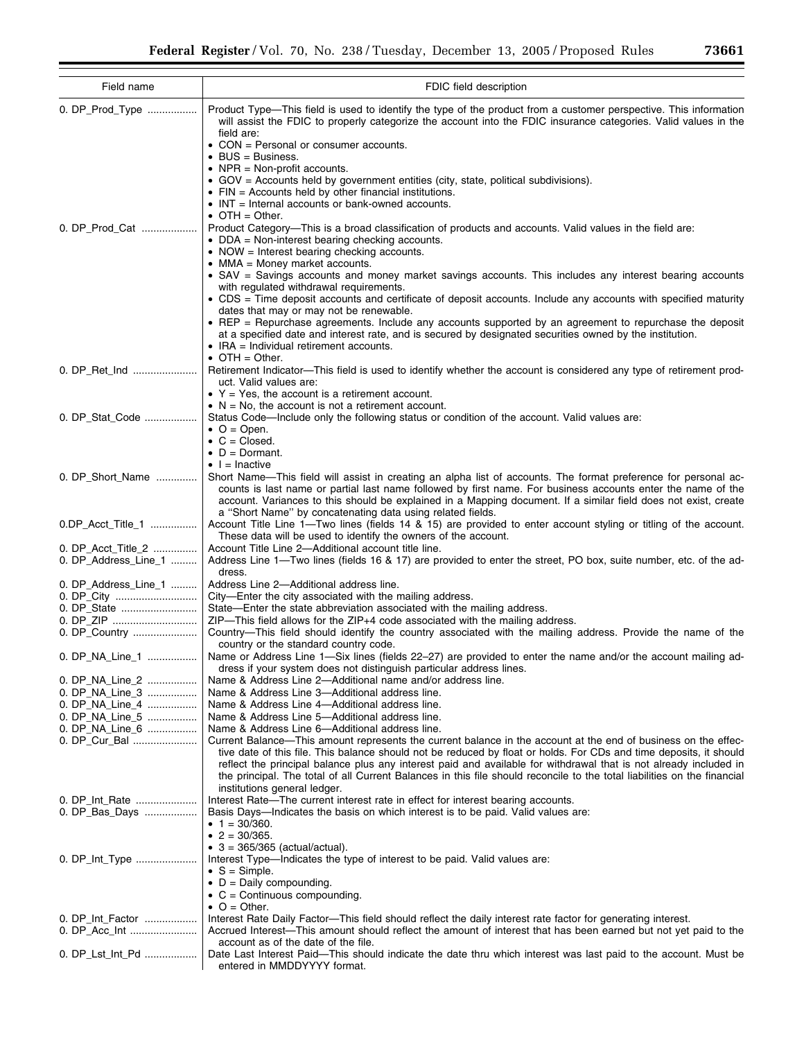| Field name | FDIC field description |
| --- | --- |
| 0. DP_Prod_Type | Product Type—This field is used to identify the type of the product from a customer perspective. This information will assist the FDIC to properly categorize the account into the FDIC insurance categories. Valid values in the field are:<br>• CON = Personal or consumer accounts.<br>• BUS = Business.<br>• NPR = Non-profit accounts.<br>• GOV = Accounts held by government entities (city, state, political subdivisions).<br>• FIN = Accounts held by other financial institutions.<br>• INT = Internal accounts or bank-owned accounts.<br>• OTH = Other. |
| 0. DP_Prod_Cat | Product Category—This is a broad classification of products and accounts. Valid values in the field are:<br>• DDA = Non-interest bearing checking accounts.<br>• NOW = Interest bearing checking accounts.<br>• MMA = Money market accounts.<br>• SAV = Savings accounts and money market savings accounts. This includes any interest bearing accounts with regulated withdrawal requirements.<br>• CDS = Time deposit accounts and certificate of deposit accounts. Include any accounts with specified maturity dates that may or may not be renewable.<br>• REP = Repurchase agreements. Include any accounts supported by an agreement to repurchase the deposit at a specified date and interest rate, and is secured by designated securities owned by the institution.<br>• IRA = Individual retirement accounts.<br>• OTH = Other. |
| 0. DP_Ret_Ind | Retirement Indicator—This field is used to identify whether the account is considered any type of retirement product. Valid values are:<br>• Y = Yes, the account is a retirement account.<br>• N = No, the account is not a retirement account. |
| 0. DP_Stat_Code | Status Code—Include only the following status or condition of the account. Valid values are:<br>• O = Open.<br>• C = Closed.<br>• D = Dormant.<br>• I = Inactive |
| 0. DP_Short_Name | Short Name—This field will assist in creating an alpha list of accounts. The format preference for personal accounts is last name or partial last name followed by first name. For business accounts enter the name of the account. Variances to this should be explained in a Mapping document. If a similar field does not exist, create a "Short Name" by concatenating data using related fields. |
| 0.DP_Acct_Title_1 | Account Title Line 1—Two lines (fields 14 & 15) are provided to enter account styling or titling of the account. These data will be used to identify the owners of the account. |
| 0. DP_Acct_Title_2 | Account Title Line 2—Additional account title line. |
| 0. DP_Address_Line_1 | Address Line 1—Two lines (fields 16 & 17) are provided to enter the street, PO box, suite number, etc. of the address. |
| 0. DP_Address_Line_1 | Address Line 2—Additional address line. |
| 0. DP_City | City—Enter the city associated with the mailing address. |
| 0. DP_State | State—Enter the state abbreviation associated with the mailing address. |
| 0. DP_ZIP | ZIP—This field allows for the ZIP+4 code associated with the mailing address. |
| 0. DP_Country | Country—This field should identify the country associated with the mailing address. Provide the name of the country or the standard country code. |
| 0. DP_NA_Line_1 | Name or Address Line 1—Six lines (fields 22–27) are provided to enter the name and/or the account mailing address if your system does not distinguish particular address lines. |
| 0. DP_NA_Line_2 | Name & Address Line 2—Additional name and/or address line. |
| 0. DP_NA_Line_3 | Name & Address Line 3—Additional address line. |
| 0. DP_NA_Line_4 | Name & Address Line 4—Additional address line. |
| 0. DP_NA_Line_5 | Name & Address Line 5—Additional address line. |
| 0. DP_NA_Line_6 | Name & Address Line 6—Additional address line. |
| 0. DP_Cur_Bal | Current Balance—This amount represents the current balance in the account at the end of business on the effective date of this file. This balance should not be reduced by float or holds. For CDs and time deposits, it should reflect the principal balance plus any interest paid and available for withdrawal that is not already included in the principal. The total of all Current Balances in this file should reconcile to the total liabilities on the financial institutions general ledger. |
| 0. DP_Int_Rate | Interest Rate—The current interest rate in effect for interest bearing accounts. |
| 0. DP_Bas_Days | Basis Days—Indicates the basis on which interest is to be paid. Valid values are:<br>• 1 = 30/360.<br>• 2 = 30/365.<br>• 3 = 365/365 (actual/actual). |
| 0. DP_Int_Type | Interest Type—Indicates the type of interest to be paid. Valid values are:<br>• S = Simple.<br>• D = Daily compounding.<br>• C = Continuous compounding.<br>• O = Other. |
| 0. DP_Int_Factor | Interest Rate Daily Factor—This field should reflect the daily interest rate factor for generating interest. |
| 0. DP_Acc_Int | Accrued Interest—This amount should reflect the amount of interest that has been earned but not yet paid to the account as of the date of the file. |
| 0. DP_Lst_Int_Pd | Date Last Interest Paid—This should indicate the date thru which interest was last paid to the account. Must be entered in MMDDYYYY format. |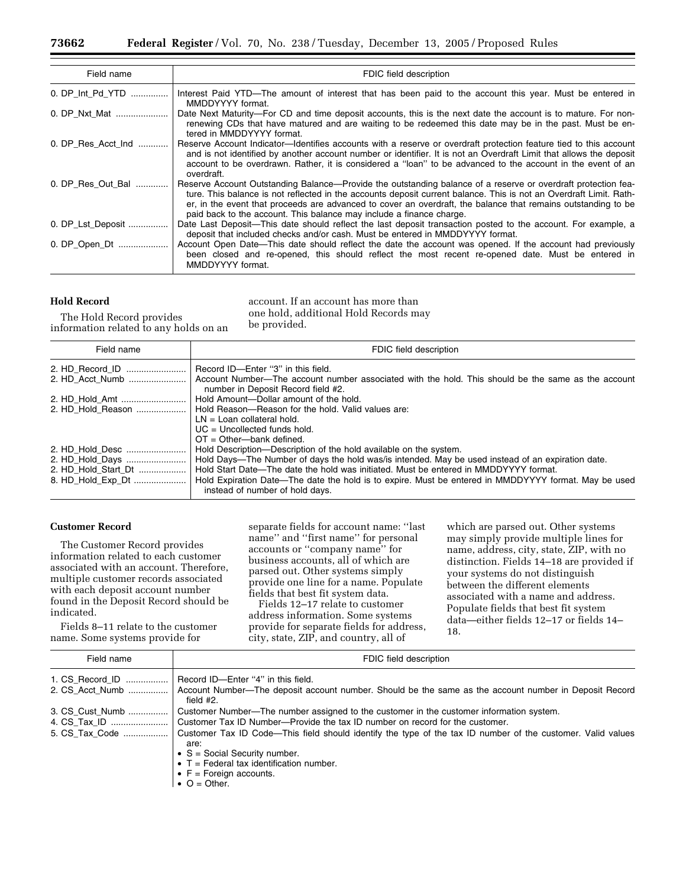| Field name | FDIC field description |
|---|---|
| 0. DP_Int_Pd_YTD | Interest Paid YTD—The amount of interest that has been paid to the account this year. Must be entered in MMDDYYYY format. |
| 0. DP_Nxt_Mat | Date Next Maturity—For CD and time deposit accounts, this is the next date the account is to mature. For non-renewing CDs that have matured and are waiting to be redeemed this date may be in the past. Must be entered in MMDDYYYY format. |
| 0. DP_Res_Acct_Ind | Reserve Account Indicator—Identifies accounts with a reserve or overdraft protection feature tied to this account and is not identified by another account number or identifier. It is not an Overdraft Limit that allows the deposit account to be overdrawn. Rather, it is considered a ''loan'' to be advanced to the account in the event of an overdraft. |
| 0. DP_Res_Out_Bal | Reserve Account Outstanding Balance—Provide the outstanding balance of a reserve or overdraft protection feature. This balance is not reflected in the accounts deposit current balance. This is not an Overdraft Limit. Rather, in the event that proceeds are advanced to cover an overdraft, the balance that remains outstanding to be paid back to the account. This balance may include a finance charge. |
| 0. DP_Lst_Deposit | Date Last Deposit—This date should reflect the last deposit transaction posted to the account. For example, a deposit that included checks and/or cash. Must be entered in MMDDYYYY format. |
| 0. DP_Open_Dt | Account Open Date—This date should reflect the date the account was opened. If the account had previously been closed and re-opened, this should reflect the most recent re-opened date. Must be entered in MMDDYYYY format. |

### Hold Record

The Hold Record provides information related to any holds on an account. If an account has more than one hold, additional Hold Records may be provided.

| Field name | FDIC field description |
|---|---|
| 2. HD_Record_ID | Record ID—Enter ''3'' in this field. |
| 2. HD_Acct_Numb | Account Number—The account number associated with the hold. This should be the same as the account number in Deposit Record field #2. |
| 2. HD_Hold_Amt | Hold Amount—Dollar amount of the hold. |
| 2. HD_Hold_Reason | Hold Reason—Reason for the hold. Valid values are:<br>LN = Loan collateral hold.<br>UC = Uncollected funds hold.<br>OT = Other—bank defined. |
| 2. HD_Hold_Desc | Hold Description—Description of the hold available on the system. |
| 2. HD_Hold_Days | Hold Days—The Number of days the hold was/is intended. May be used instead of an expiration date. |
| 2. HD_Hold_Start_Dt | Hold Start Date—The date the hold was initiated. Must be entered in MMDDYYYY format. |
| 8. HD_Hold_Exp_Dt | Hold Expiration Date—The date the hold is to expire. Must be entered in MMDDYYYY format. May be used instead of number of hold days. |

### Customer Record

The Customer Record provides information related to each customer associated with an account. Therefore, multiple customer records associated with each deposit account number found in the Deposit Record should be indicated.

Fields 8–11 relate to the customer name. Some systems provide for separate fields for account name: ''last name'' and ''first name'' for personal accounts or ''company name'' for business accounts, all of which are parsed out. Other systems simply provide one line for a name. Populate fields that best fit system data.

Fields 12–17 relate to customer address information. Some systems provide for separate fields for address, city, state, ZIP, and country, all of which are parsed out. Other systems may simply provide multiple lines for name, address, city, state, ZIP, with no distinction. Fields 14–18 are provided if your systems do not distinguish between the different elements associated with a name and address. Populate fields that best fit system data—either fields 12–17 or fields 14–18.

| Field name | FDIC field description |
|---|---|
| 1. CS_Record_ID | Record ID—Enter ''4'' in this field. |
| 2. CS_Acct_Numb | Account Number—The deposit account number. Should be the same as the account number in Deposit Record field #2. |
| 3. CS_Cust_Numb | Customer Number—The number assigned to the customer in the customer information system. |
| 4. CS_Tax_ID | Customer Tax ID Number—Provide the tax ID number on record for the customer. |
| 5. CS_Tax_Code | Customer Tax ID Code—This field should identify the type of the tax ID number of the customer. Valid values are:<br>• S = Social Security number.<br>• T = Federal tax identification number.<br>• F = Foreign accounts.<br>• O = Other. |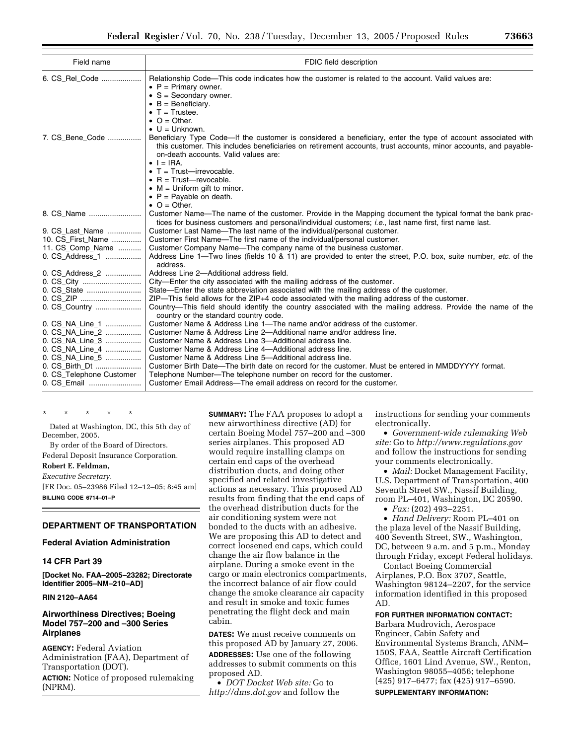| Field name | FDIC field description |
|---|---|
| 6. CS_Rel_Code | Relationship Code—This code indicates how the customer is related to the account. Valid values are: • P = Primary owner. • S = Secondary owner. • B = Beneficiary. • T = Trustee. • O = Other. • U = Unknown. |
| 7. CS_Bene_Code | Beneficiary Type Code—If the customer is considered a beneficiary, enter the type of account associated with this customer. This includes beneficiaries on retirement accounts, trust accounts, minor accounts, and payable-on-death accounts. Valid values are: • I = IRA. • T = Trust—irrevocable. • R = Trust—revocable. • M = Uniform gift to minor. • P = Payable on death. • O = Other. |
| 8. CS_Name | Customer Name—The name of the customer. Provide in the Mapping document the typical format the bank practices for business customers and personal/individual customers; *i.e.*, last name first, first name last. |
| 9. CS_Last_Name | Customer Last Name—The last name of the individual/personal customer. |
| 10. CS_First_Name | Customer First Name—The first name of the individual/personal customer. |
| 11. CS_Comp_Name | Customer Company Name—The company name of the business customer. |
| 0. CS_Address_1 | Address Line 1—Two lines (fields 10 & 11) are provided to enter the street, P.O. box, suite number, *etc.* of the address. |
| 0. CS_Address_2 | Address Line 2—Additional address field. |
| 0. CS_City | City—Enter the city associated with the mailing address of the customer. |
| 0. CS_State | State—Enter the state abbreviation associated with the mailing address of the customer. |
| 0. CS_ZIP | ZIP—This field allows for the ZIP+4 code associated with the mailing address of the customer. |
| 0. CS_Country | Country—This field should identify the country associated with the mailing address. Provide the name of the country or the standard country code. |
| 0. CS_NA_Line_1 | Customer Name & Address Line 1—The name and/or address of the customer. |
| 0. CS_NA_Line_2 | Customer Name & Address Line 2—Additional name and/or address line. |
| 0. CS_NA_Line_3 | Customer Name & Address Line 3—Additional address line. |
| 0. CS_NA_Line_4 | Customer Name & Address Line 4—Additional address line. |
| 0. CS_NA_Line_5 | Customer Name & Address Line 5—Additional address line. |
| 0. CS_Birth_Dt | Customer Birth Date—The birth date on record for the customer. Must be entered in MMDDYYYY format. |
| 0. CS_Telephone Customer | Telephone Number—The telephone number on record for the customer. |
| 0. CS_Email | Customer Email Address—The email address on record for the customer. |

\* \* \* \* \*

Dated at Washington, DC, this 5th day of December, 2005.

By order of the Board of Directors.

Federal Deposit Insurance Corporation.

**Robert E. Feldman,**

*Executive Secretary.*

[FR Doc. 05–23986 Filed 12–12–05; 8:45 am]

**BILLING CODE 6714–01–P**

## DEPARTMENT OF TRANSPORTATION

### Federal Aviation Administration

### 14 CFR Part 39

**[Docket No. FAA–2005–23282; Directorate Identifier 2005–NM–210–AD]**

**RIN 2120–AA64**

### Airworthiness Directives; Boeing Model 757–200 and –300 Series Airplanes

**AGENCY:** Federal Aviation Administration (FAA), Department of Transportation (DOT).

**ACTION:** Notice of proposed rulemaking (NPRM).

**SUMMARY:** The FAA proposes to adopt a new airworthiness directive (AD) for certain Boeing Model 757–200 and –300 series airplanes. This proposed AD would require installing clamps on certain end caps of the overhead distribution ducts, and doing other specified and related investigative actions as necessary. This proposed AD results from finding that the end caps of the overhead distribution ducts for the air conditioning system were not bonded to the ducts with an adhesive. We are proposing this AD to detect and correct loosened end caps, which could change the air flow balance in the airplane. During a smoke event in the cargo or main electronics compartments, the incorrect balance of air flow could change the smoke clearance air capacity and result in smoke and toxic fumes penetrating the flight deck and main cabin.

**DATES:** We must receive comments on this proposed AD by January 27, 2006.

**ADDRESSES:** Use one of the following addresses to submit comments on this proposed AD.

- *DOT Docket Web site:* Go to *http://dms.dot.gov* and follow the instructions for sending your comments electronically.
- *Government-wide rulemaking Web site:* Go to *http://www.regulations.gov* and follow the instructions for sending your comments electronically.
- *Mail:* Docket Management Facility, U.S. Department of Transportation, 400 Seventh Street SW., Nassif Building, room PL–401, Washington, DC 20590.
- *Fax:* (202) 493–2251.
- *Hand Delivery:* Room PL–401 on the plaza level of the Nassif Building, 400 Seventh Street, SW., Washington, DC, between 9 a.m. and 5 p.m., Monday through Friday, except Federal holidays.

Contact Boeing Commercial Airplanes, P.O. Box 3707, Seattle, Washington 98124–2207, for the service information identified in this proposed AD.

**FOR FURTHER INFORMATION CONTACT:** Barbara Mudrovich, Aerospace Engineer, Cabin Safety and Environmental Systems Branch, ANM–150S, FAA, Seattle Aircraft Certification Office, 1601 Lind Avenue, SW., Renton, Washington 98055–4056; telephone (425) 917–6477; fax (425) 917–6590.

**SUPPLEMENTARY INFORMATION:**